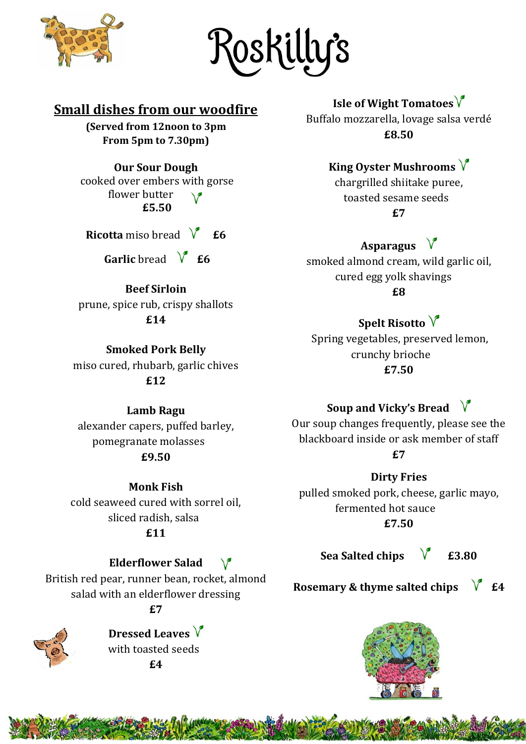# Roskilly's

## Small dishes from our woodfire

**(Served from 12noon to 3pm**
**From 5pm to 7.30pm)**

**Our Sour Dough**
cooked over embers with gorse flower butter (V)
**£5.50**

**Ricotta** miso bread (V) **£6**

**Garlic** bread (V) **£6**

**Beef Sirloin**
prune, spice rub, crispy shallots
**£14**

**Smoked Pork Belly**
miso cured, rhubarb, garlic chives
**£12**

**Lamb Ragu**
alexander capers, puffed barley, pomegranate molasses
**£9.50**

**Monk Fish**
cold seaweed cured with sorrel oil, sliced radish, salsa
**£11**

**Elderflower Salad** (V)
British red pear, runner bean, rocket, almond salad with an elderflower dressing
**£7**

**Dressed Leaves** (V)
with toasted seeds
**£4**

**Isle of Wight Tomatoes** (V)
Buffalo mozzarella, lovage salsa verdé
**£8.50**

**King Oyster Mushrooms** (V)
chargrilled shiitake puree, toasted sesame seeds
**£7**

**Asparagus** (V)
smoked almond cream, wild garlic oil, cured egg yolk shavings
**£8**

**Spelt Risotto** (V)
Spring vegetables, preserved lemon, crunchy brioche
**£7.50**

**Soup and Vicky's Bread** (V)
Our soup changes frequently, please see the blackboard inside or ask member of staff
**£7**

**Dirty Fries**
pulled smoked pork, cheese, garlic mayo, fermented hot sauce
**£7.50**

**Sea Salted chips** (V) **£3.80**

**Rosemary & thyme salted chips** (V) **£4**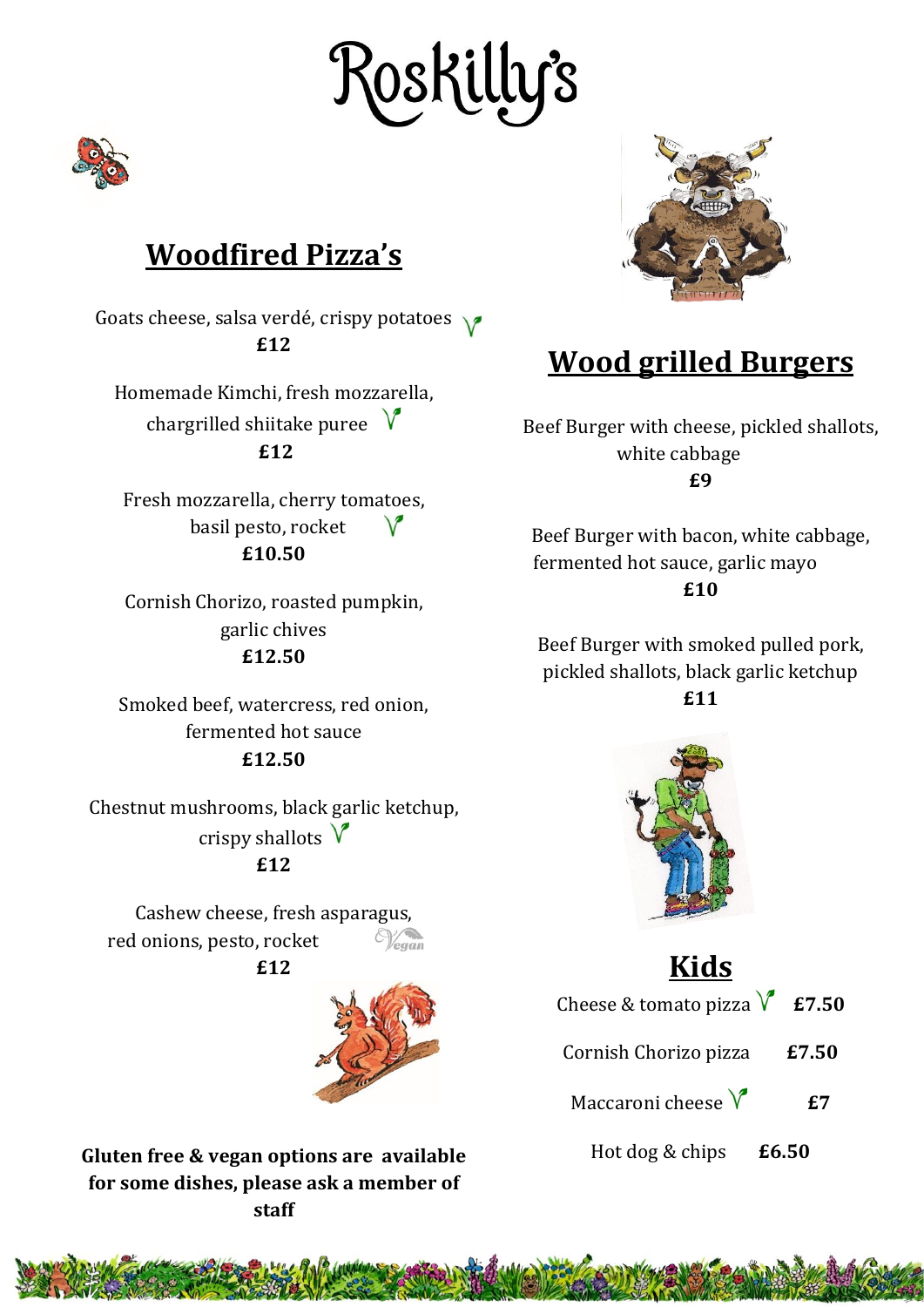# Roskilly's

## Woodfired Pizza's

Goats cheese, salsa verdé, crispy potatoes (V)
**£12**

Homemade Kimchi, fresh mozzarella, chargrilled shiitake puree (V)
**£12**

Fresh mozzarella, cherry tomatoes, basil pesto, rocket (V)
**£10.50**

Cornish Chorizo, roasted pumpkin, garlic chives
**£12.50**

Smoked beef, watercress, red onion, fermented hot sauce
**£12.50**

Chestnut mushrooms, black garlic ketchup, crispy shallots (V)
**£12**

Cashew cheese, fresh asparagus, red onions, pesto, rocket (Vegan)
**£12**

**Gluten free & vegan options are available for some dishes, please ask a member of staff**

## Wood grilled Burgers

Beef Burger with cheese, pickled shallots, white cabbage
**£9**

Beef Burger with bacon, white cabbage, fermented hot sauce, garlic mayo
**£10**

Beef Burger with smoked pulled pork, pickled shallots, black garlic ketchup
**£11**

## Kids

Cheese & tomato pizza (V) **£7.50**

Cornish Chorizo pizza **£7.50**

Maccaroni cheese (V) **£7**

Hot dog & chips **£6.50**